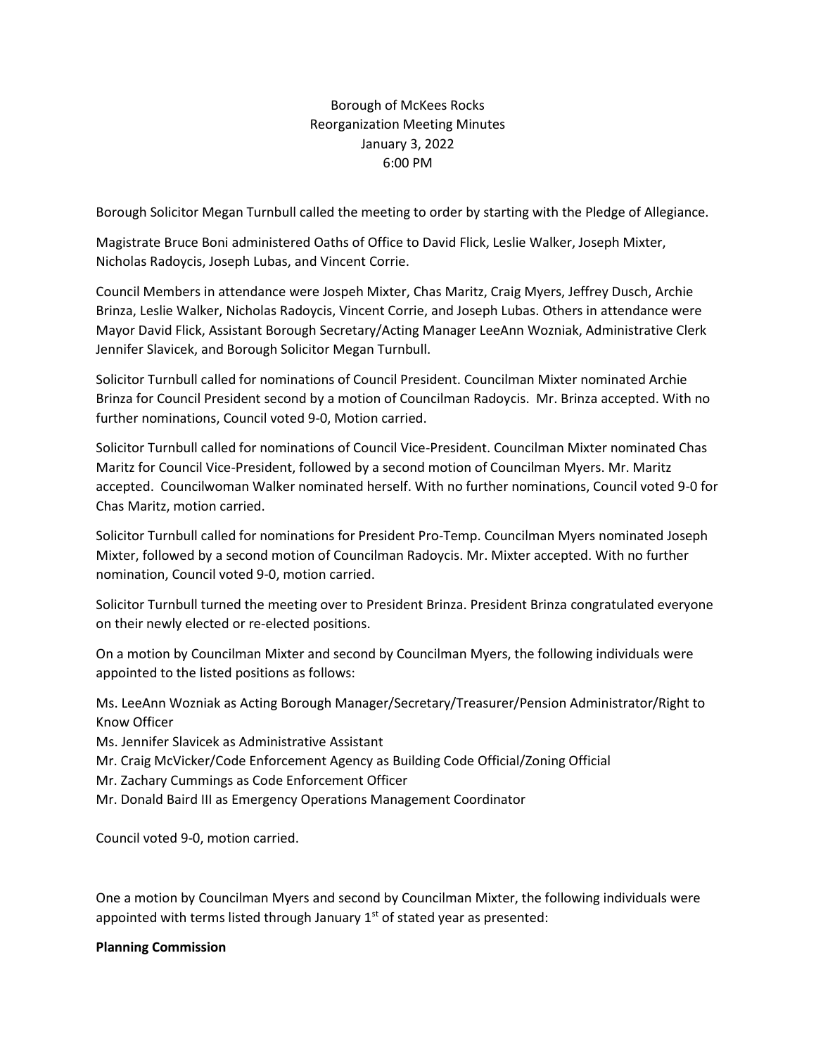Borough of McKees Rocks
Reorganization Meeting Minutes
January 3, 2022
6:00 PM

Borough Solicitor Megan Turnbull called the meeting to order by starting with the Pledge of Allegiance.

Magistrate Bruce Boni administered Oaths of Office to David Flick, Leslie Walker, Joseph Mixter, Nicholas Radoycis, Joseph Lubas, and Vincent Corrie.

Council Members in attendance were Jospeh Mixter, Chas Maritz, Craig Myers, Jeffrey Dusch, Archie Brinza, Leslie Walker, Nicholas Radoycis, Vincent Corrie, and Joseph Lubas. Others in attendance were Mayor David Flick, Assistant Borough Secretary/Acting Manager LeeAnn Wozniak, Administrative Clerk Jennifer Slavicek, and Borough Solicitor Megan Turnbull.

Solicitor Turnbull called for nominations of Council President. Councilman Mixter nominated Archie Brinza for Council President second by a motion of Councilman Radoycis. Mr. Brinza accepted. With no further nominations, Council voted 9-0, Motion carried.

Solicitor Turnbull called for nominations of Council Vice-President. Councilman Mixter nominated Chas Maritz for Council Vice-President, followed by a second motion of Councilman Myers. Mr. Maritz accepted. Councilwoman Walker nominated herself. With no further nominations, Council voted 9-0 for Chas Maritz, motion carried.

Solicitor Turnbull called for nominations for President Pro-Temp. Councilman Myers nominated Joseph Mixter, followed by a second motion of Councilman Radoycis. Mr. Mixter accepted. With no further nomination, Council voted 9-0, motion carried.

Solicitor Turnbull turned the meeting over to President Brinza. President Brinza congratulated everyone on their newly elected or re-elected positions.

On a motion by Councilman Mixter and second by Councilman Myers, the following individuals were appointed to the listed positions as follows:

Ms. LeeAnn Wozniak as Acting Borough Manager/Secretary/Treasurer/Pension Administrator/Right to Know Officer
Ms. Jennifer Slavicek as Administrative Assistant
Mr. Craig McVicker/Code Enforcement Agency as Building Code Official/Zoning Official
Mr. Zachary Cummings as Code Enforcement Officer
Mr. Donald Baird III as Emergency Operations Management Coordinator

Council voted 9-0, motion carried.

One a motion by Councilman Myers and second by Councilman Mixter, the following individuals were appointed with terms listed through January 1st of stated year as presented:

**Planning Commission**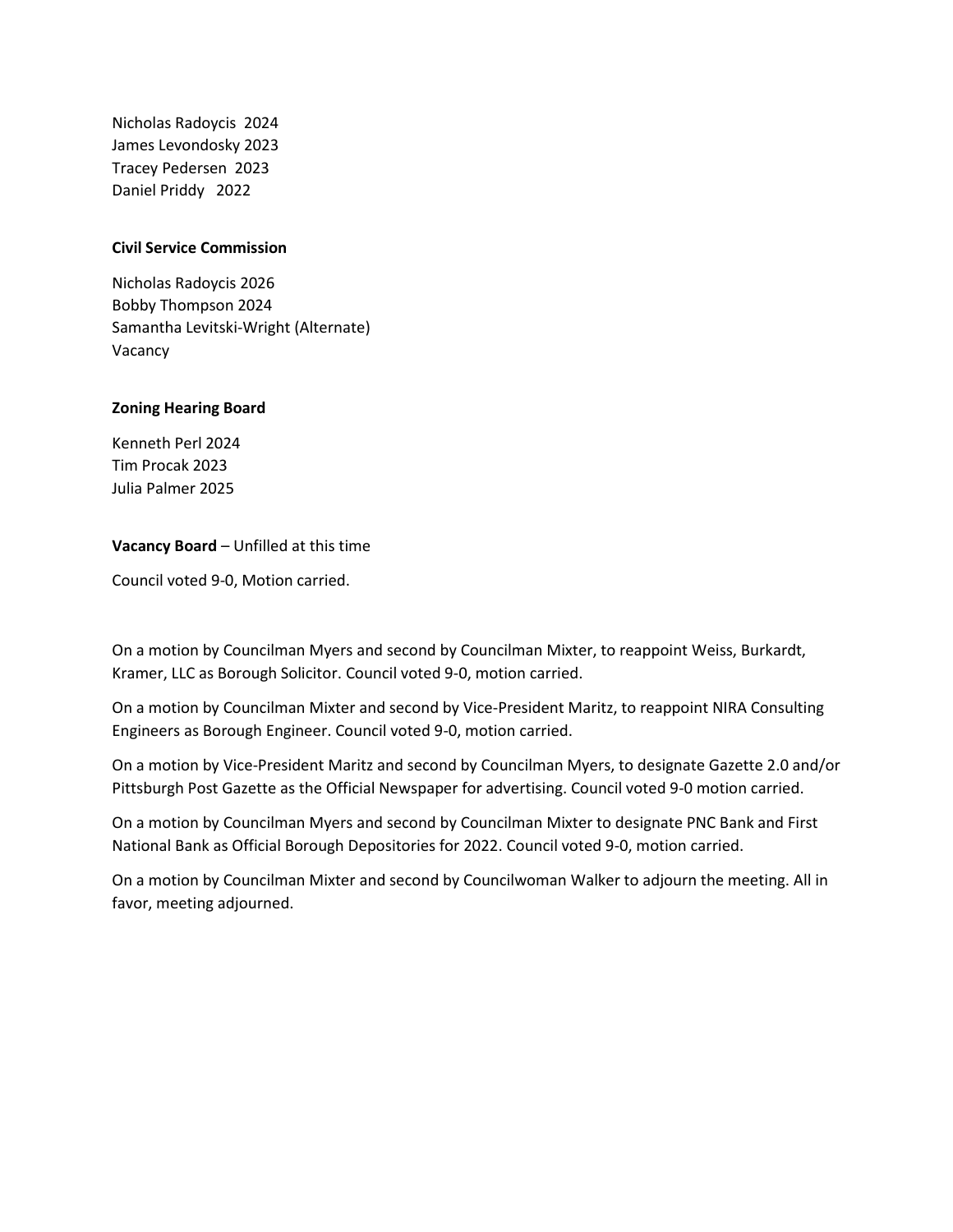Nicholas Radoycis 2024
James Levondosky 2023
Tracey Pedersen 2023
Daniel Priddy 2022

**Civil Service Commission**

Nicholas Radoycis 2026
Bobby Thompson 2024
Samantha Levitski-Wright (Alternate)
Vacancy

**Zoning Hearing Board**

Kenneth Perl 2024
Tim Procak 2023
Julia Palmer 2025

**Vacancy Board** – Unfilled at this time

Council voted 9-0, Motion carried.

On a motion by Councilman Myers and second by Councilman Mixter, to reappoint Weiss, Burkardt, Kramer, LLC as Borough Solicitor. Council voted 9-0, motion carried.

On a motion by Councilman Mixter and second by Vice-President Maritz, to reappoint NIRA Consulting Engineers as Borough Engineer. Council voted 9-0, motion carried.

On a motion by Vice-President Maritz and second by Councilman Myers, to designate Gazette 2.0 and/or Pittsburgh Post Gazette as the Official Newspaper for advertising. Council voted 9-0 motion carried.

On a motion by Councilman Myers and second by Councilman Mixter to designate PNC Bank and First National Bank as Official Borough Depositories for 2022. Council voted 9-0, motion carried.

On a motion by Councilman Mixter and second by Councilwoman Walker to adjourn the meeting. All in favor, meeting adjourned.